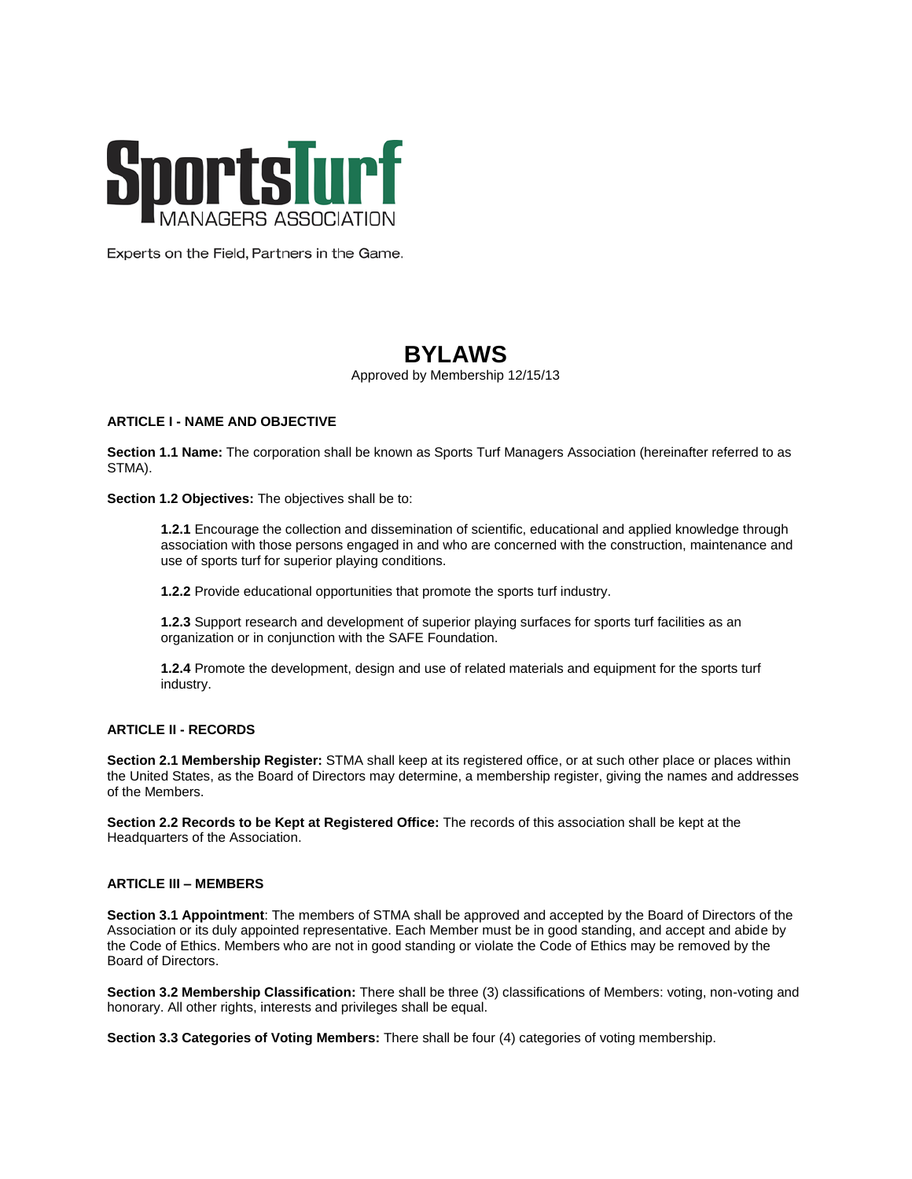**SportsTurf**
MANAGERS ASSOCIATION

Experts on the Field, Partners in the Game.

# BYLAWS

Approved by Membership 12/15/13

## ARTICLE I - NAME AND OBJECTIVE

**Section 1.1 Name:** The corporation shall be known as Sports Turf Managers Association (hereinafter referred to as STMA).

**Section 1.2 Objectives:** The objectives shall be to:

> **1.2.1** Encourage the collection and dissemination of scientific, educational and applied knowledge through association with those persons engaged in and who are concerned with the construction, maintenance and use of sports turf for superior playing conditions.
>
> **1.2.2** Provide educational opportunities that promote the sports turf industry.
>
> **1.2.3** Support research and development of superior playing surfaces for sports turf facilities as an organization or in conjunction with the SAFE Foundation.
>
> **1.2.4** Promote the development, design and use of related materials and equipment for the sports turf industry.

## ARTICLE II - RECORDS

**Section 2.1 Membership Register:** STMA shall keep at its registered office, or at such other place or places within the United States, as the Board of Directors may determine, a membership register, giving the names and addresses of the Members.

**Section 2.2 Records to be Kept at Registered Office:** The records of this association shall be kept at the Headquarters of the Association.

## ARTICLE III – MEMBERS

**Section 3.1 Appointment**: The members of STMA shall be approved and accepted by the Board of Directors of the Association or its duly appointed representative. Each Member must be in good standing, and accept and abide by the Code of Ethics. Members who are not in good standing or violate the Code of Ethics may be removed by the Board of Directors.

**Section 3.2 Membership Classification:** There shall be three (3) classifications of Members: voting, non-voting and honorary. All other rights, interests and privileges shall be equal.

**Section 3.3 Categories of Voting Members:** There shall be four (4) categories of voting membership.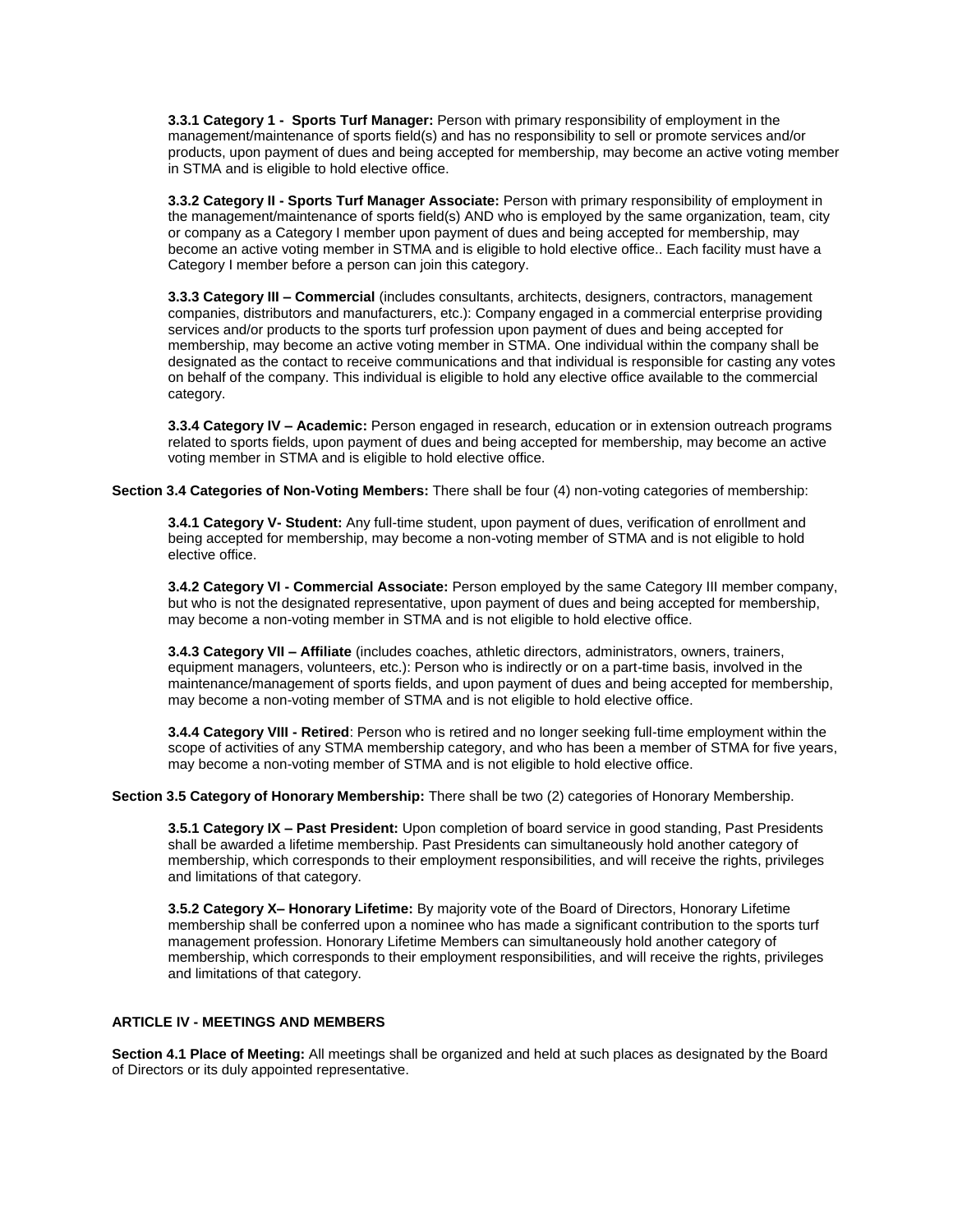**3.3.1 Category 1 - Sports Turf Manager:** Person with primary responsibility of employment in the management/maintenance of sports field(s) and has no responsibility to sell or promote services and/or products, upon payment of dues and being accepted for membership, may become an active voting member in STMA and is eligible to hold elective office.

**3.3.2 Category II - Sports Turf Manager Associate:** Person with primary responsibility of employment in the management/maintenance of sports field(s) AND who is employed by the same organization, team, city or company as a Category I member upon payment of dues and being accepted for membership, may become an active voting member in STMA and is eligible to hold elective office.. Each facility must have a Category I member before a person can join this category.

**3.3.3 Category III – Commercial** (includes consultants, architects, designers, contractors, management companies, distributors and manufacturers, etc.): Company engaged in a commercial enterprise providing services and/or products to the sports turf profession upon payment of dues and being accepted for membership, may become an active voting member in STMA. One individual within the company shall be designated as the contact to receive communications and that individual is responsible for casting any votes on behalf of the company. This individual is eligible to hold any elective office available to the commercial category.

**3.3.4 Category IV – Academic:** Person engaged in research, education or in extension outreach programs related to sports fields, upon payment of dues and being accepted for membership, may become an active voting member in STMA and is eligible to hold elective office.

**Section 3.4 Categories of Non-Voting Members:** There shall be four (4) non-voting categories of membership:

**3.4.1 Category V- Student:** Any full-time student, upon payment of dues, verification of enrollment and being accepted for membership, may become a non-voting member of STMA and is not eligible to hold elective office.

**3.4.2 Category VI - Commercial Associate:** Person employed by the same Category III member company, but who is not the designated representative, upon payment of dues and being accepted for membership, may become a non-voting member in STMA and is not eligible to hold elective office.

**3.4.3 Category VII – Affiliate** (includes coaches, athletic directors, administrators, owners, trainers, equipment managers, volunteers, etc.): Person who is indirectly or on a part-time basis, involved in the maintenance/management of sports fields, and upon payment of dues and being accepted for membership, may become a non-voting member of STMA and is not eligible to hold elective office.

**3.4.4 Category VIII - Retired**: Person who is retired and no longer seeking full-time employment within the scope of activities of any STMA membership category, and who has been a member of STMA for five years, may become a non-voting member of STMA and is not eligible to hold elective office.

**Section 3.5 Category of Honorary Membership:** There shall be two (2) categories of Honorary Membership.

**3.5.1 Category IX – Past President:** Upon completion of board service in good standing, Past Presidents shall be awarded a lifetime membership. Past Presidents can simultaneously hold another category of membership, which corresponds to their employment responsibilities, and will receive the rights, privileges and limitations of that category.

**3.5.2 Category X– Honorary Lifetime:** By majority vote of the Board of Directors, Honorary Lifetime membership shall be conferred upon a nominee who has made a significant contribution to the sports turf management profession. Honorary Lifetime Members can simultaneously hold another category of membership, which corresponds to their employment responsibilities, and will receive the rights, privileges and limitations of that category.

## ARTICLE IV - MEETINGS AND MEMBERS

**Section 4.1 Place of Meeting:** All meetings shall be organized and held at such places as designated by the Board of Directors or its duly appointed representative.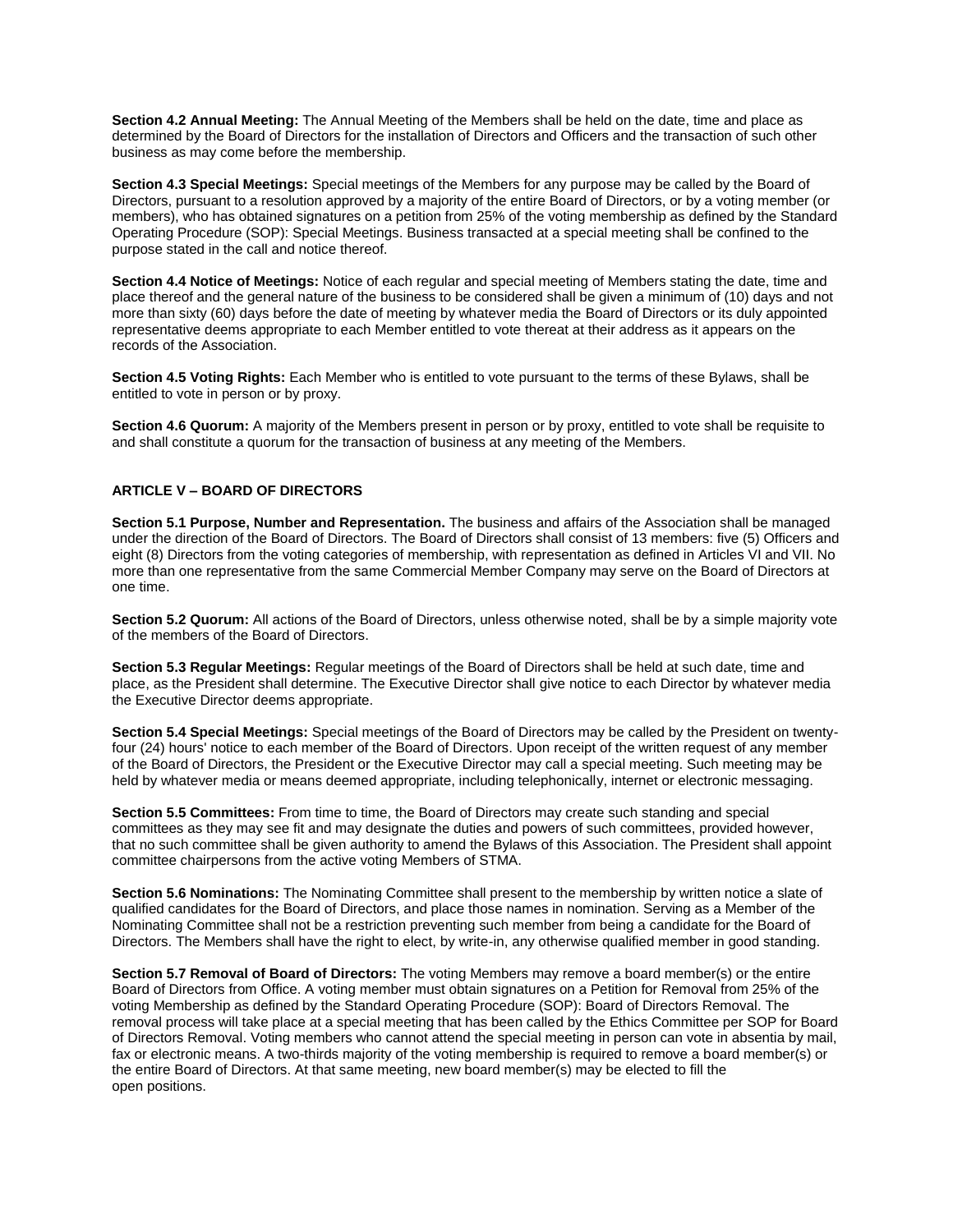**Section 4.2 Annual Meeting:** The Annual Meeting of the Members shall be held on the date, time and place as determined by the Board of Directors for the installation of Directors and Officers and the transaction of such other business as may come before the membership.

**Section 4.3 Special Meetings:** Special meetings of the Members for any purpose may be called by the Board of Directors, pursuant to a resolution approved by a majority of the entire Board of Directors, or by a voting member (or members), who has obtained signatures on a petition from 25% of the voting membership as defined by the Standard Operating Procedure (SOP): Special Meetings. Business transacted at a special meeting shall be confined to the purpose stated in the call and notice thereof.

**Section 4.4 Notice of Meetings:** Notice of each regular and special meeting of Members stating the date, time and place thereof and the general nature of the business to be considered shall be given a minimum of (10) days and not more than sixty (60) days before the date of meeting by whatever media the Board of Directors or its duly appointed representative deems appropriate to each Member entitled to vote thereat at their address as it appears on the records of the Association.

**Section 4.5 Voting Rights:** Each Member who is entitled to vote pursuant to the terms of these Bylaws, shall be entitled to vote in person or by proxy.

**Section 4.6 Quorum:** A majority of the Members present in person or by proxy, entitled to vote shall be requisite to and shall constitute a quorum for the transaction of business at any meeting of the Members.

## ARTICLE V – BOARD OF DIRECTORS

**Section 5.1 Purpose, Number and Representation.** The business and affairs of the Association shall be managed under the direction of the Board of Directors. The Board of Directors shall consist of 13 members: five (5) Officers and eight (8) Directors from the voting categories of membership, with representation as defined in Articles VI and VII. No more than one representative from the same Commercial Member Company may serve on the Board of Directors at one time.

**Section 5.2 Quorum:** All actions of the Board of Directors, unless otherwise noted, shall be by a simple majority vote of the members of the Board of Directors.

**Section 5.3 Regular Meetings:** Regular meetings of the Board of Directors shall be held at such date, time and place, as the President shall determine. The Executive Director shall give notice to each Director by whatever media the Executive Director deems appropriate.

**Section 5.4 Special Meetings:** Special meetings of the Board of Directors may be called by the President on twenty-four (24) hours' notice to each member of the Board of Directors. Upon receipt of the written request of any member of the Board of Directors, the President or the Executive Director may call a special meeting. Such meeting may be held by whatever media or means deemed appropriate, including telephonically, internet or electronic messaging.

**Section 5.5 Committees:** From time to time, the Board of Directors may create such standing and special committees as they may see fit and may designate the duties and powers of such committees, provided however, that no such committee shall be given authority to amend the Bylaws of this Association. The President shall appoint committee chairpersons from the active voting Members of STMA.

**Section 5.6 Nominations:** The Nominating Committee shall present to the membership by written notice a slate of qualified candidates for the Board of Directors, and place those names in nomination. Serving as a Member of the Nominating Committee shall not be a restriction preventing such member from being a candidate for the Board of Directors. The Members shall have the right to elect, by write-in, any otherwise qualified member in good standing.

**Section 5.7 Removal of Board of Directors:** The voting Members may remove a board member(s) or the entire Board of Directors from Office. A voting member must obtain signatures on a Petition for Removal from 25% of the voting Membership as defined by the Standard Operating Procedure (SOP): Board of Directors Removal. The removal process will take place at a special meeting that has been called by the Ethics Committee per SOP for Board of Directors Removal. Voting members who cannot attend the special meeting in person can vote in absentia by mail, fax or electronic means. A two-thirds majority of the voting membership is required to remove a board member(s) or the entire Board of Directors. At that same meeting, new board member(s) may be elected to fill the open positions.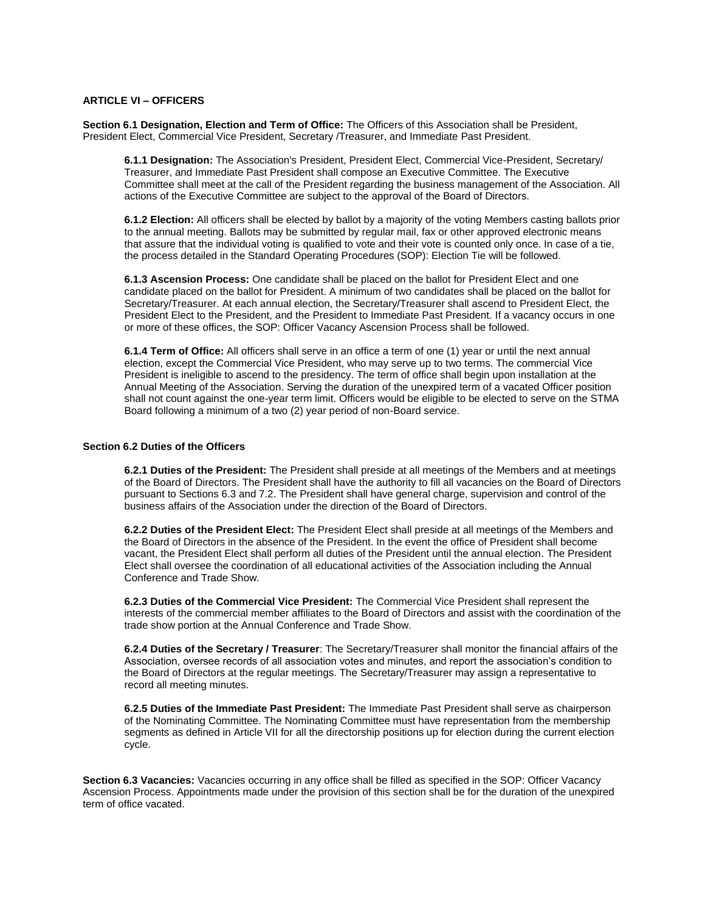## ARTICLE VI – OFFICERS

**Section 6.1 Designation, Election and Term of Office:** The Officers of this Association shall be President, President Elect, Commercial Vice President, Secretary /Treasurer, and Immediate Past President.

**6.1.1 Designation:** The Association's President, President Elect, Commercial Vice-President, Secretary/ Treasurer, and Immediate Past President shall compose an Executive Committee. The Executive Committee shall meet at the call of the President regarding the business management of the Association. All actions of the Executive Committee are subject to the approval of the Board of Directors.

**6.1.2 Election:** All officers shall be elected by ballot by a majority of the voting Members casting ballots prior to the annual meeting. Ballots may be submitted by regular mail, fax or other approved electronic means that assure that the individual voting is qualified to vote and their vote is counted only once. In case of a tie, the process detailed in the Standard Operating Procedures (SOP): Election Tie will be followed.

**6.1.3 Ascension Process:** One candidate shall be placed on the ballot for President Elect and one candidate placed on the ballot for President. A minimum of two candidates shall be placed on the ballot for Secretary/Treasurer. At each annual election, the Secretary/Treasurer shall ascend to President Elect, the President Elect to the President, and the President to Immediate Past President. If a vacancy occurs in one or more of these offices, the SOP: Officer Vacancy Ascension Process shall be followed.

**6.1.4 Term of Office:** All officers shall serve in an office a term of one (1) year or until the next annual election, except the Commercial Vice President, who may serve up to two terms. The commercial Vice President is ineligible to ascend to the presidency. The term of office shall begin upon installation at the Annual Meeting of the Association. Serving the duration of the unexpired term of a vacated Officer position shall not count against the one-year term limit. Officers would be eligible to be elected to serve on the STMA Board following a minimum of a two (2) year period of non-Board service.

**Section 6.2 Duties of the Officers**

**6.2.1 Duties of the President:** The President shall preside at all meetings of the Members and at meetings of the Board of Directors. The President shall have the authority to fill all vacancies on the Board of Directors pursuant to Sections 6.3 and 7.2. The President shall have general charge, supervision and control of the business affairs of the Association under the direction of the Board of Directors.

**6.2.2 Duties of the President Elect:** The President Elect shall preside at all meetings of the Members and the Board of Directors in the absence of the President. In the event the office of President shall become vacant, the President Elect shall perform all duties of the President until the annual election. The President Elect shall oversee the coordination of all educational activities of the Association including the Annual Conference and Trade Show.

**6.2.3 Duties of the Commercial Vice President:** The Commercial Vice President shall represent the interests of the commercial member affiliates to the Board of Directors and assist with the coordination of the trade show portion at the Annual Conference and Trade Show.

**6.2.4 Duties of the Secretary / Treasurer**: The Secretary/Treasurer shall monitor the financial affairs of the Association, oversee records of all association votes and minutes, and report the association's condition to the Board of Directors at the regular meetings. The Secretary/Treasurer may assign a representative to record all meeting minutes.

**6.2.5 Duties of the Immediate Past President:** The Immediate Past President shall serve as chairperson of the Nominating Committee. The Nominating Committee must have representation from the membership segments as defined in Article VII for all the directorship positions up for election during the current election cycle.

**Section 6.3 Vacancies:** Vacancies occurring in any office shall be filled as specified in the SOP: Officer Vacancy Ascension Process. Appointments made under the provision of this section shall be for the duration of the unexpired term of office vacated.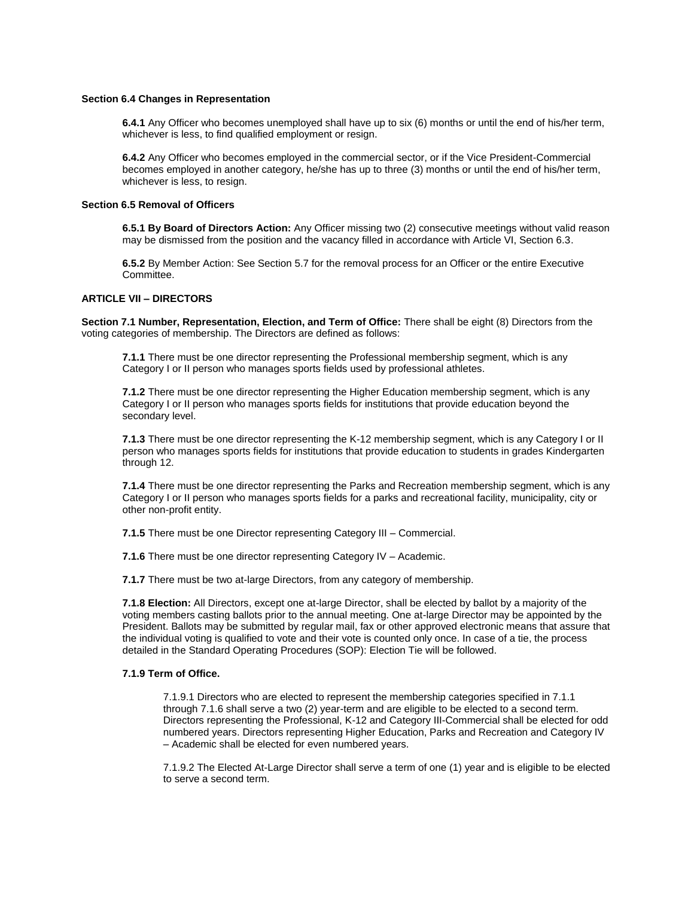**Section 6.4 Changes in Representation**

**6.4.1** Any Officer who becomes unemployed shall have up to six (6) months or until the end of his/her term, whichever is less, to find qualified employment or resign.

**6.4.2** Any Officer who becomes employed in the commercial sector, or if the Vice President-Commercial becomes employed in another category, he/she has up to three (3) months or until the end of his/her term, whichever is less, to resign.

**Section 6.5 Removal of Officers**

**6.5.1 By Board of Directors Action:** Any Officer missing two (2) consecutive meetings without valid reason may be dismissed from the position and the vacancy filled in accordance with Article VI, Section 6.3.

**6.5.2** By Member Action: See Section 5.7 for the removal process for an Officer or the entire Executive Committee.

## ARTICLE VII – DIRECTORS

**Section 7.1 Number, Representation, Election, and Term of Office:** There shall be eight (8) Directors from the voting categories of membership. The Directors are defined as follows:

**7.1.1** There must be one director representing the Professional membership segment, which is any Category I or II person who manages sports fields used by professional athletes.

**7.1.2** There must be one director representing the Higher Education membership segment, which is any Category I or II person who manages sports fields for institutions that provide education beyond the secondary level.

**7.1.3** There must be one director representing the K-12 membership segment, which is any Category I or II person who manages sports fields for institutions that provide education to students in grades Kindergarten through 12.

**7.1.4** There must be one director representing the Parks and Recreation membership segment, which is any Category I or II person who manages sports fields for a parks and recreational facility, municipality, city or other non-profit entity.

**7.1.5** There must be one Director representing Category III – Commercial.

**7.1.6** There must be one director representing Category IV – Academic.

**7.1.7** There must be two at-large Directors, from any category of membership.

**7.1.8 Election:** All Directors, except one at-large Director, shall be elected by ballot by a majority of the voting members casting ballots prior to the annual meeting. One at-large Director may be appointed by the President. Ballots may be submitted by regular mail, fax or other approved electronic means that assure that the individual voting is qualified to vote and their vote is counted only once. In case of a tie, the process detailed in the Standard Operating Procedures (SOP): Election Tie will be followed.

**7.1.9 Term of Office.**

7.1.9.1 Directors who are elected to represent the membership categories specified in 7.1.1 through 7.1.6 shall serve a two (2) year-term and are eligible to be elected to a second term. Directors representing the Professional, K-12 and Category III-Commercial shall be elected for odd numbered years. Directors representing Higher Education, Parks and Recreation and Category IV – Academic shall be elected for even numbered years.

7.1.9.2 The Elected At-Large Director shall serve a term of one (1) year and is eligible to be elected to serve a second term.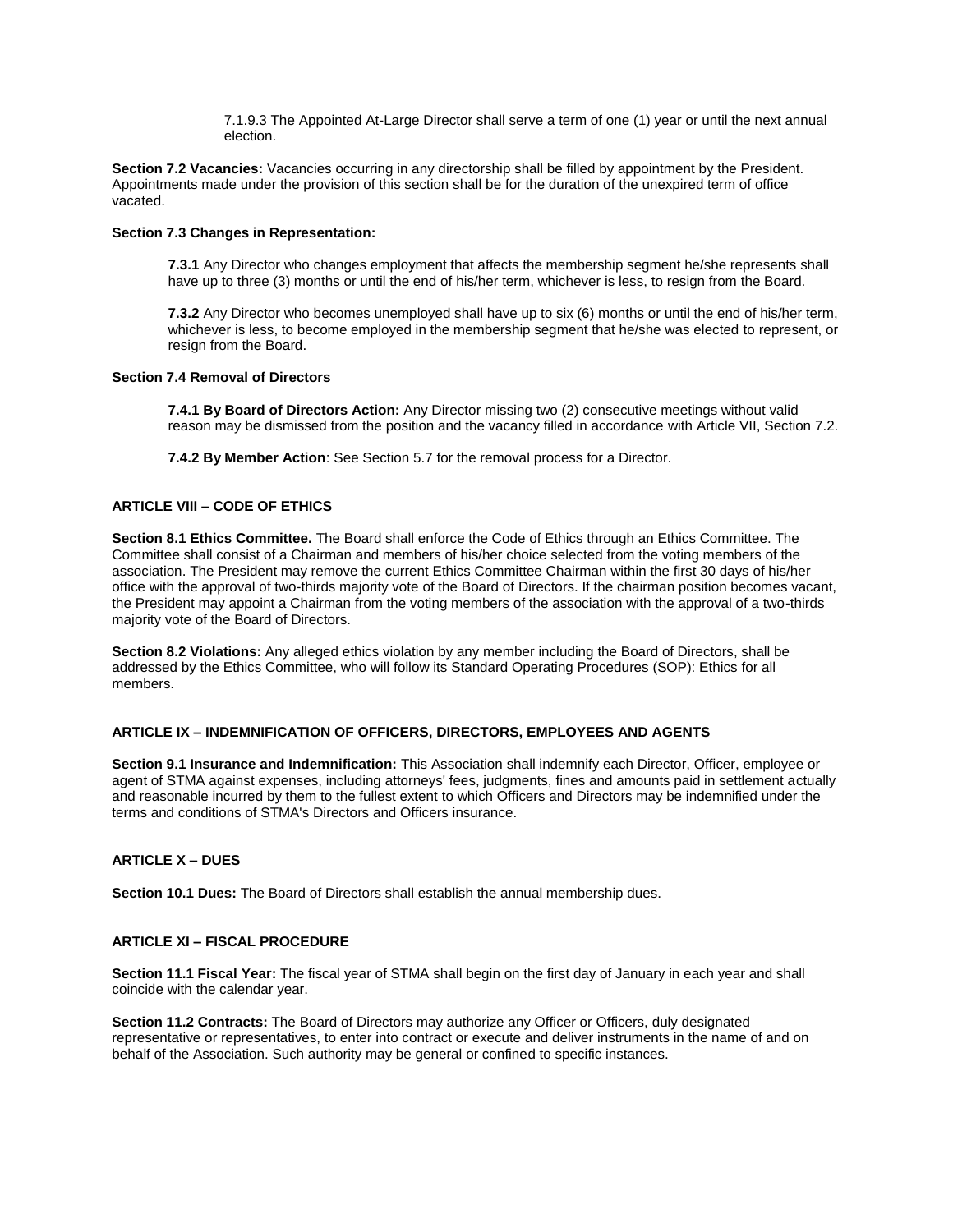7.1.9.3 The Appointed At-Large Director shall serve a term of one (1) year or until the next annual election.

**Section 7.2 Vacancies:** Vacancies occurring in any directorship shall be filled by appointment by the President. Appointments made under the provision of this section shall be for the duration of the unexpired term of office vacated.

**Section 7.3 Changes in Representation:**

**7.3.1** Any Director who changes employment that affects the membership segment he/she represents shall have up to three (3) months or until the end of his/her term, whichever is less, to resign from the Board.

**7.3.2** Any Director who becomes unemployed shall have up to six (6) months or until the end of his/her term, whichever is less, to become employed in the membership segment that he/she was elected to represent, or resign from the Board.

**Section 7.4 Removal of Directors**

**7.4.1 By Board of Directors Action:** Any Director missing two (2) consecutive meetings without valid reason may be dismissed from the position and the vacancy filled in accordance with Article VII, Section 7.2.

**7.4.2 By Member Action**: See Section 5.7 for the removal process for a Director.

## ARTICLE VIII – CODE OF ETHICS

**Section 8.1 Ethics Committee.** The Board shall enforce the Code of Ethics through an Ethics Committee. The Committee shall consist of a Chairman and members of his/her choice selected from the voting members of the association. The President may remove the current Ethics Committee Chairman within the first 30 days of his/her office with the approval of two-thirds majority vote of the Board of Directors. If the chairman position becomes vacant, the President may appoint a Chairman from the voting members of the association with the approval of a two-thirds majority vote of the Board of Directors.

**Section 8.2 Violations:** Any alleged ethics violation by any member including the Board of Directors, shall be addressed by the Ethics Committee, who will follow its Standard Operating Procedures (SOP): Ethics for all members.

## ARTICLE IX – INDEMNIFICATION OF OFFICERS, DIRECTORS, EMPLOYEES AND AGENTS

**Section 9.1 Insurance and Indemnification:** This Association shall indemnify each Director, Officer, employee or agent of STMA against expenses, including attorneys' fees, judgments, fines and amounts paid in settlement actually and reasonable incurred by them to the fullest extent to which Officers and Directors may be indemnified under the terms and conditions of STMA's Directors and Officers insurance.

## ARTICLE X – DUES

**Section 10.1 Dues:** The Board of Directors shall establish the annual membership dues.

## ARTICLE XI – FISCAL PROCEDURE

**Section 11.1 Fiscal Year:** The fiscal year of STMA shall begin on the first day of January in each year and shall coincide with the calendar year.

**Section 11.2 Contracts:** The Board of Directors may authorize any Officer or Officers, duly designated representative or representatives, to enter into contract or execute and deliver instruments in the name of and on behalf of the Association. Such authority may be general or confined to specific instances.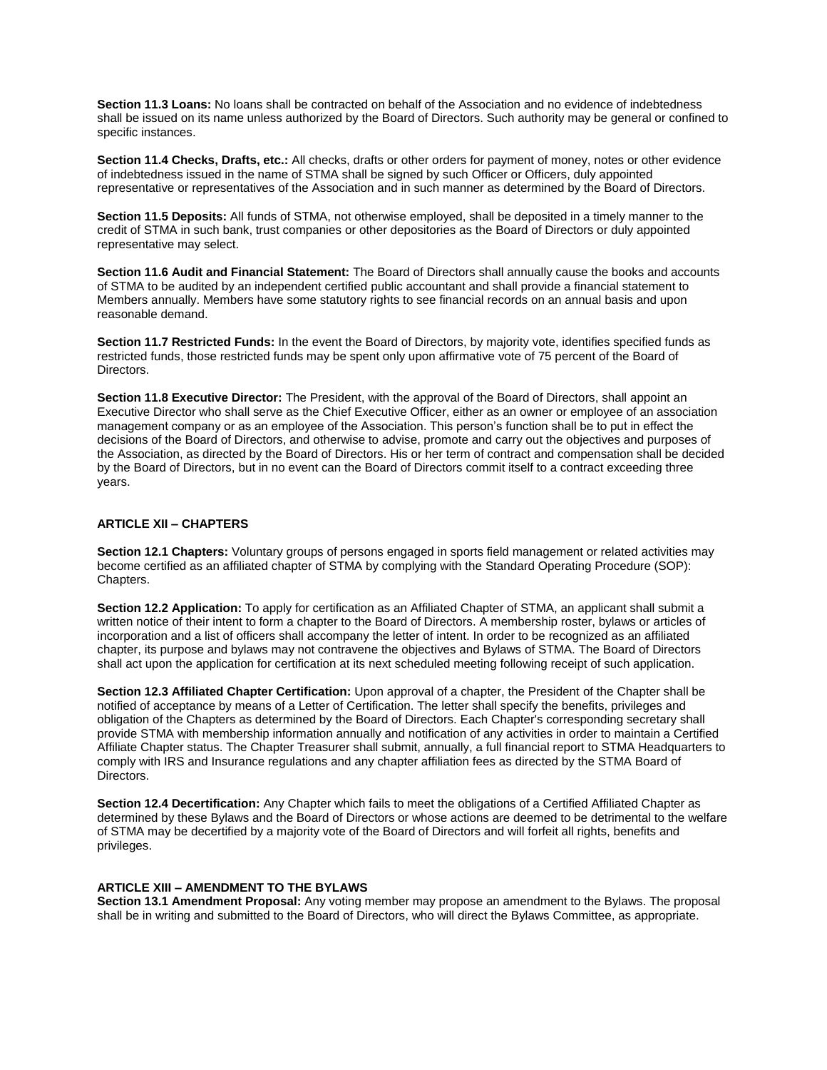**Section 11.3 Loans:** No loans shall be contracted on behalf of the Association and no evidence of indebtedness shall be issued on its name unless authorized by the Board of Directors. Such authority may be general or confined to specific instances.

**Section 11.4 Checks, Drafts, etc.:** All checks, drafts or other orders for payment of money, notes or other evidence of indebtedness issued in the name of STMA shall be signed by such Officer or Officers, duly appointed representative or representatives of the Association and in such manner as determined by the Board of Directors.

**Section 11.5 Deposits:** All funds of STMA, not otherwise employed, shall be deposited in a timely manner to the credit of STMA in such bank, trust companies or other depositories as the Board of Directors or duly appointed representative may select.

**Section 11.6 Audit and Financial Statement:** The Board of Directors shall annually cause the books and accounts of STMA to be audited by an independent certified public accountant and shall provide a financial statement to Members annually. Members have some statutory rights to see financial records on an annual basis and upon reasonable demand.

**Section 11.7 Restricted Funds:** In the event the Board of Directors, by majority vote, identifies specified funds as restricted funds, those restricted funds may be spent only upon affirmative vote of 75 percent of the Board of Directors.

**Section 11.8 Executive Director:** The President, with the approval of the Board of Directors, shall appoint an Executive Director who shall serve as the Chief Executive Officer, either as an owner or employee of an association management company or as an employee of the Association. This person's function shall be to put in effect the decisions of the Board of Directors, and otherwise to advise, promote and carry out the objectives and purposes of the Association, as directed by the Board of Directors. His or her term of contract and compensation shall be decided by the Board of Directors, but in no event can the Board of Directors commit itself to a contract exceeding three years.

## ARTICLE XII – CHAPTERS

**Section 12.1 Chapters:** Voluntary groups of persons engaged in sports field management or related activities may become certified as an affiliated chapter of STMA by complying with the Standard Operating Procedure (SOP): Chapters.

**Section 12.2 Application:** To apply for certification as an Affiliated Chapter of STMA, an applicant shall submit a written notice of their intent to form a chapter to the Board of Directors. A membership roster, bylaws or articles of incorporation and a list of officers shall accompany the letter of intent. In order to be recognized as an affiliated chapter, its purpose and bylaws may not contravene the objectives and Bylaws of STMA. The Board of Directors shall act upon the application for certification at its next scheduled meeting following receipt of such application.

**Section 12.3 Affiliated Chapter Certification:** Upon approval of a chapter, the President of the Chapter shall be notified of acceptance by means of a Letter of Certification. The letter shall specify the benefits, privileges and obligation of the Chapters as determined by the Board of Directors. Each Chapter's corresponding secretary shall provide STMA with membership information annually and notification of any activities in order to maintain a Certified Affiliate Chapter status. The Chapter Treasurer shall submit, annually, a full financial report to STMA Headquarters to comply with IRS and Insurance regulations and any chapter affiliation fees as directed by the STMA Board of Directors.

**Section 12.4 Decertification:** Any Chapter which fails to meet the obligations of a Certified Affiliated Chapter as determined by these Bylaws and the Board of Directors or whose actions are deemed to be detrimental to the welfare of STMA may be decertified by a majority vote of the Board of Directors and will forfeit all rights, benefits and privileges.

## ARTICLE XIII – AMENDMENT TO THE BYLAWS

**Section 13.1 Amendment Proposal:** Any voting member may propose an amendment to the Bylaws. The proposal shall be in writing and submitted to the Board of Directors, who will direct the Bylaws Committee, as appropriate.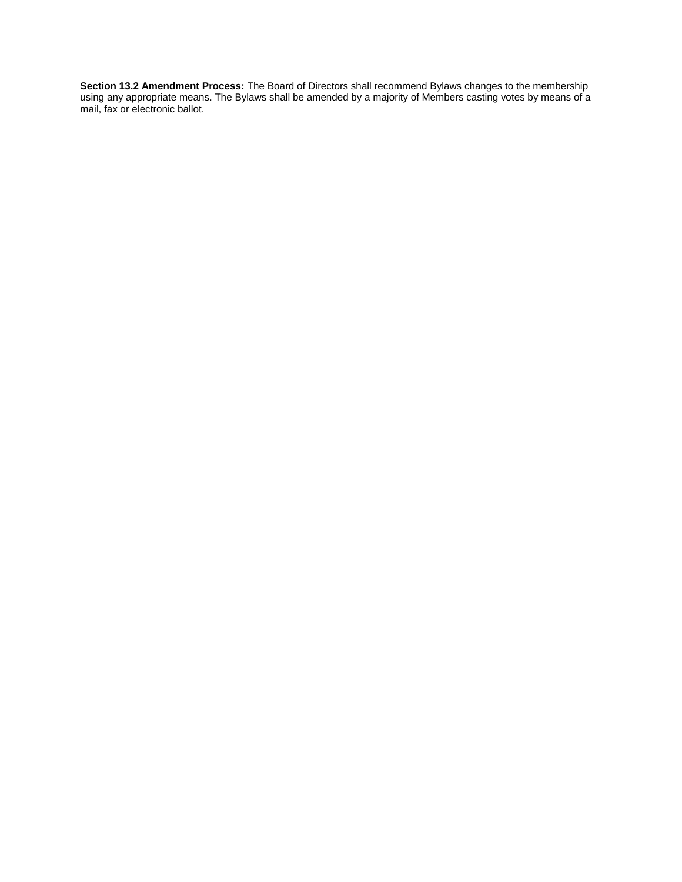**Section 13.2 Amendment Process:** The Board of Directors shall recommend Bylaws changes to the membership using any appropriate means. The Bylaws shall be amended by a majority of Members casting votes by means of a mail, fax or electronic ballot.